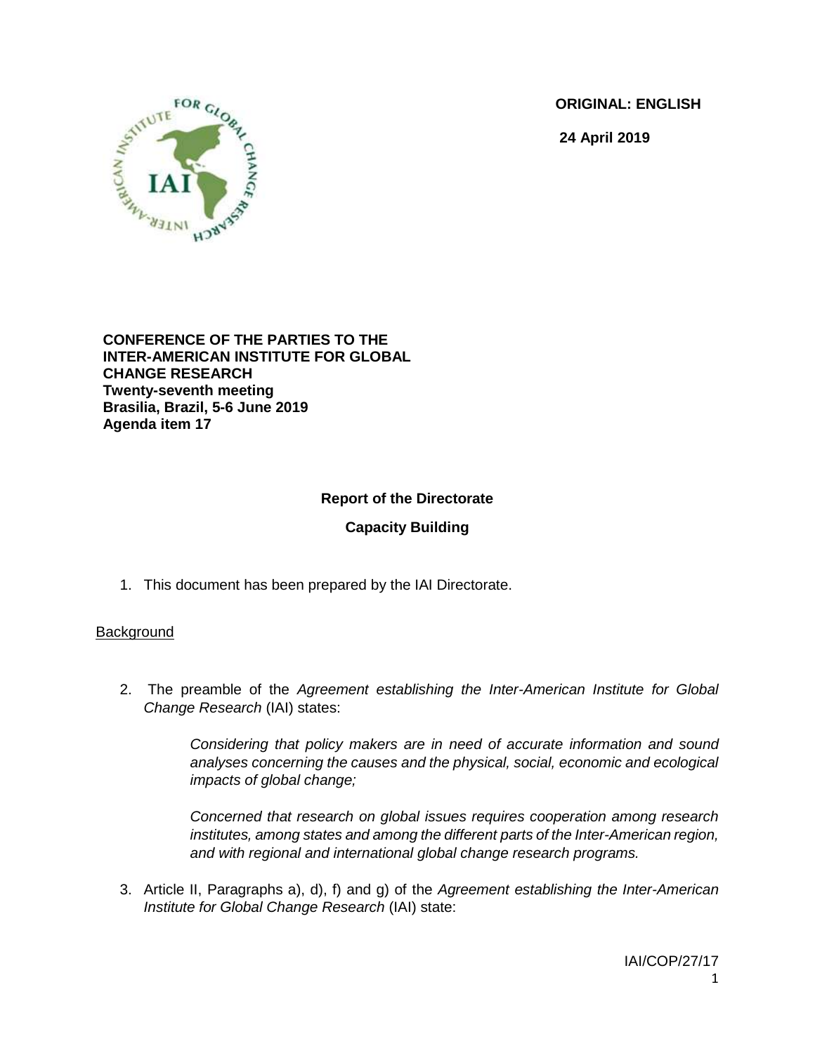**ORIGINAL: ENGLISH**

**24 April 2019**

**CONFERENCE OF THE PARTIES TO THE INTER-AMERICAN INSTITUTE FOR GLOBAL CHANGE RESEARCH**
**Twenty-seventh meeting**
**Brasilia, Brazil, 5-6 June 2019**
**Agenda item 17**

# Report of the Directorate

## Capacity Building

1. This document has been prepared by the IAI Directorate.

<u>Background</u>

2. The preamble of the *Agreement establishing the Inter-American Institute for Global Change Research* (IAI) states:

   > *Considering that policy makers are in need of accurate information and sound analyses concerning the causes and the physical, social, economic and ecological impacts of global change;*
   >
   > *Concerned that research on global issues requires cooperation among research institutes, among states and among the different parts of the Inter-American region, and with regional and international global change research programs.*

3. Article II, Paragraphs a), d), f) and g) of the *Agreement establishing the Inter-American Institute for Global Change Research* (IAI) state:

IAI/COP/27/17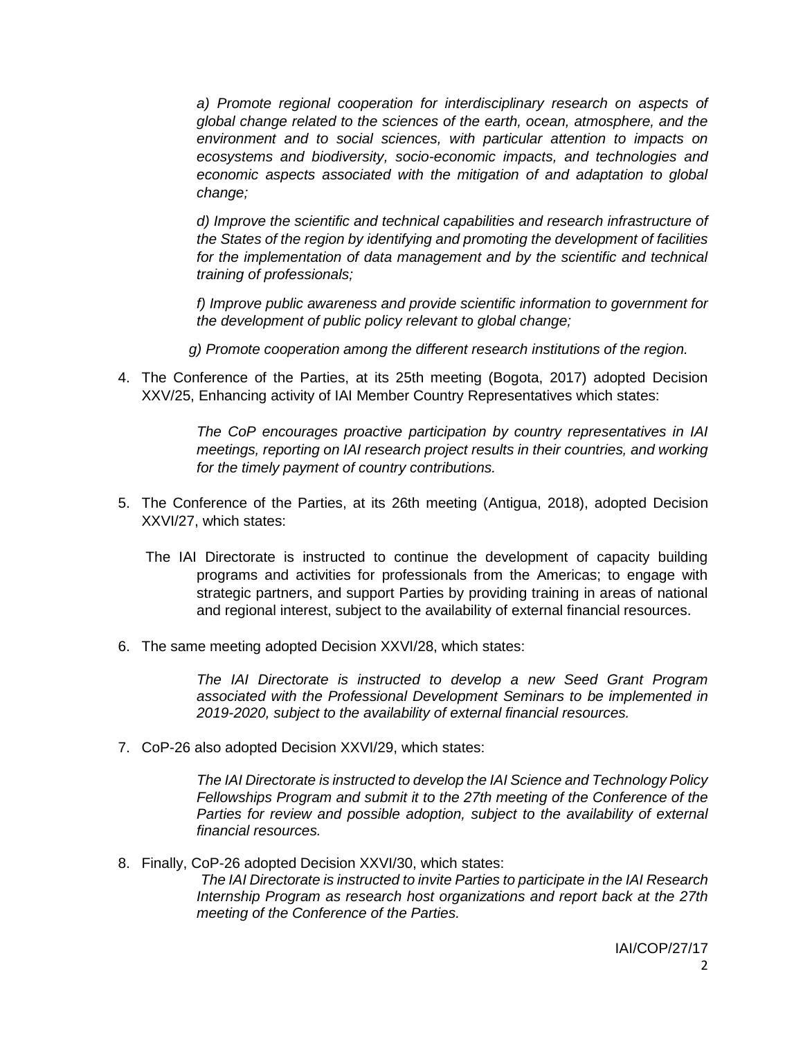*a) Promote regional cooperation for interdisciplinary research on aspects of global change related to the sciences of the earth, ocean, atmosphere, and the environment and to social sciences, with particular attention to impacts on ecosystems and biodiversity, socio-economic impacts, and technologies and economic aspects associated with the mitigation of and adaptation to global change;*

*d) Improve the scientific and technical capabilities and research infrastructure of the States of the region by identifying and promoting the development of facilities for the implementation of data management and by the scientific and technical training of professionals;*

*f) Improve public awareness and provide scientific information to government for the development of public policy relevant to global change;*

*g) Promote cooperation among the different research institutions of the region.*

4. The Conference of the Parties, at its 25th meeting (Bogota, 2017) adopted Decision XXV/25, Enhancing activity of IAI Member Country Representatives which states:

> *The CoP encourages proactive participation by country representatives in IAI meetings, reporting on IAI research project results in their countries, and working for the timely payment of country contributions.*

5. The Conference of the Parties, at its 26th meeting (Antigua, 2018), adopted Decision XXVI/27, which states:

> The IAI Directorate is instructed to continue the development of capacity building programs and activities for professionals from the Americas; to engage with strategic partners, and support Parties by providing training in areas of national and regional interest, subject to the availability of external financial resources.

6. The same meeting adopted Decision XXVI/28, which states:

> *The IAI Directorate is instructed to develop a new Seed Grant Program associated with the Professional Development Seminars to be implemented in 2019-2020, subject to the availability of external financial resources.*

7. CoP-26 also adopted Decision XXVI/29, which states:

> *The IAI Directorate is instructed to develop the IAI Science and Technology Policy Fellowships Program and submit it to the 27th meeting of the Conference of the Parties for review and possible adoption, subject to the availability of external financial resources.*

8. Finally, CoP-26 adopted Decision XXVI/30, which states:

> *The IAI Directorate is instructed to invite Parties to participate in the IAI Research Internship Program as research host organizations and report back at the 27th meeting of the Conference of the Parties.*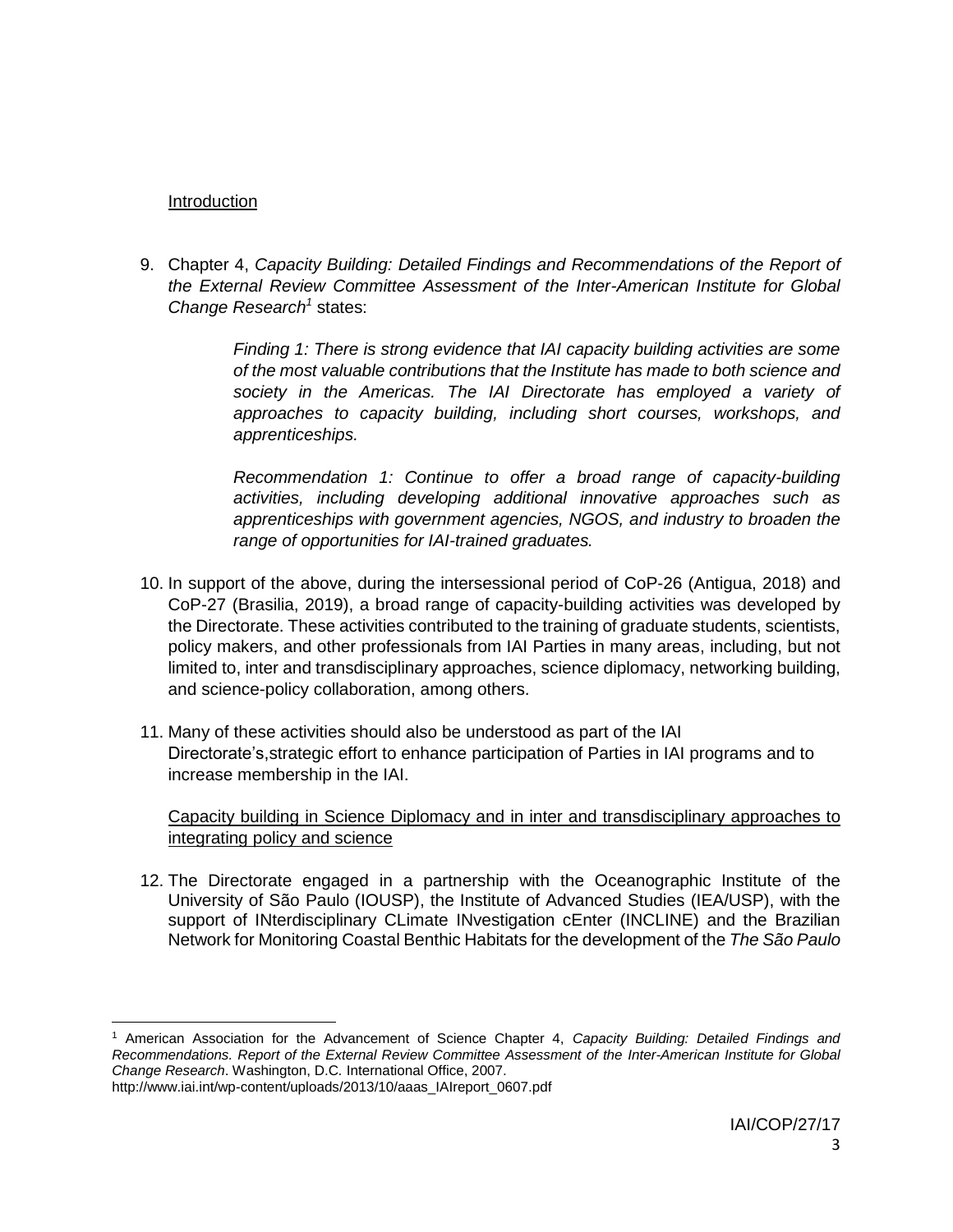Introduction

9. Chapter 4, *Capacity Building: Detailed Findings and Recommendations of the Report of the External Review Committee Assessment of the Inter-American Institute for Global Change Research*[1] states:

   > *Finding 1: There is strong evidence that IAI capacity building activities are some of the most valuable contributions that the Institute has made to both science and society in the Americas. The IAI Directorate has employed a variety of approaches to capacity building, including short courses, workshops, and apprenticeships.*
   >
   > *Recommendation 1: Continue to offer a broad range of capacity-building activities, including developing additional innovative approaches such as apprenticeships with government agencies, NGOS, and industry to broaden the range of opportunities for IAI-trained graduates.*

10. In support of the above, during the intersessional period of CoP-26 (Antigua, 2018) and CoP-27 (Brasilia, 2019), a broad range of capacity-building activities was developed by the Directorate. These activities contributed to the training of graduate students, scientists, policy makers, and other professionals from IAI Parties in many areas, including, but not limited to, inter and transdisciplinary approaches, science diplomacy, networking building, and science-policy collaboration, among others.

11. Many of these activities should also be understood as part of the IAI Directorate's,strategic effort to enhance participation of Parties in IAI programs and to increase membership in the IAI.

Capacity building in Science Diplomacy and in inter and transdisciplinary approaches to integrating policy and science

12. The Directorate engaged in a partnership with the Oceanographic Institute of the University of São Paulo (IOUSP), the Institute of Advanced Studies (IEA/USP), with the support of INterdisciplinary CLimate INvestigation cEnter (INCLINE) and the Brazilian Network for Monitoring Coastal Benthic Habitats for the development of the *The São Paulo*

[1] American Association for the Advancement of Science Chapter 4, *Capacity Building: Detailed Findings and Recommendations. Report of the External Review Committee Assessment of the Inter-American Institute for Global Change Research*. Washington, D.C. International Office, 2007. http://www.iai.int/wp-content/uploads/2013/10/aaas_IAIreport_0607.pdf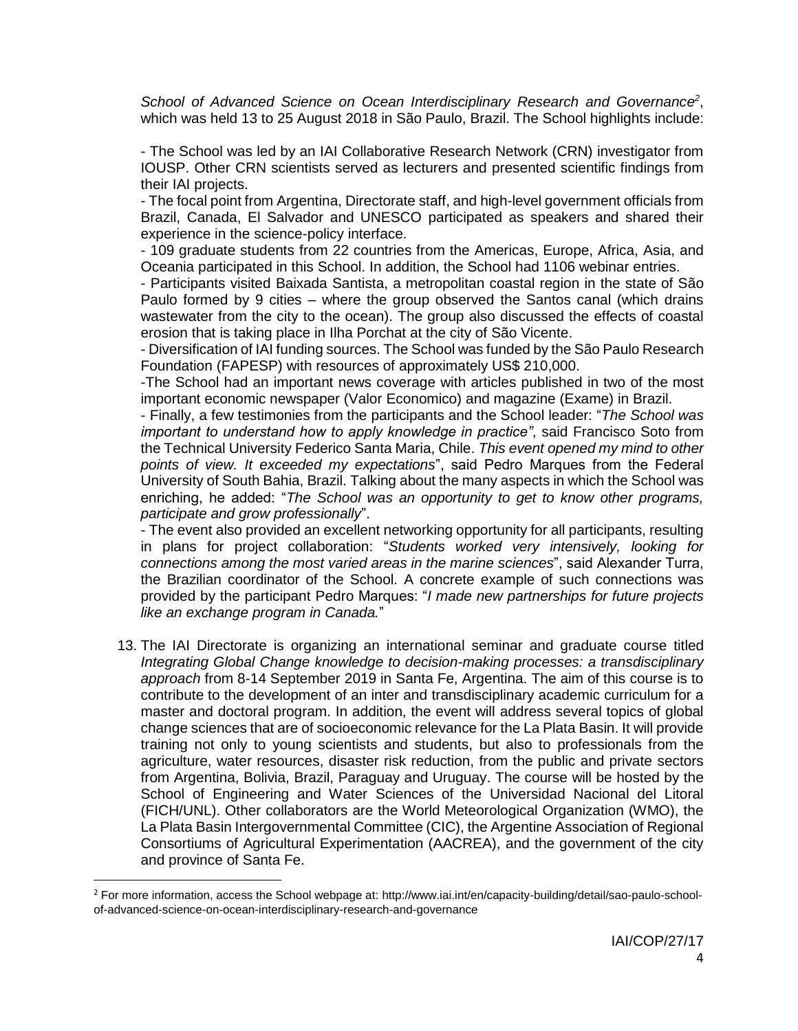*School of Advanced Science on Ocean Interdisciplinary Research and Governance*[2], which was held 13 to 25 August 2018 in São Paulo, Brazil. The School highlights include:

- The School was led by an IAI Collaborative Research Network (CRN) investigator from IOUSP. Other CRN scientists served as lecturers and presented scientific findings from their IAI projects.
- The focal point from Argentina, Directorate staff, and high-level government officials from Brazil, Canada, El Salvador and UNESCO participated as speakers and shared their experience in the science-policy interface.
- 109 graduate students from 22 countries from the Americas, Europe, Africa, Asia, and Oceania participated in this School. In addition, the School had 1106 webinar entries.
- Participants visited Baixada Santista, a metropolitan coastal region in the state of São Paulo formed by 9 cities – where the group observed the Santos canal (which drains wastewater from the city to the ocean). The group also discussed the effects of coastal erosion that is taking place in Ilha Porchat at the city of São Vicente.
- Diversification of IAI funding sources. The School was funded by the São Paulo Research Foundation (FAPESP) with resources of approximately US$ 210,000.
-The School had an important news coverage with articles published in two of the most important economic newspaper (Valor Economico) and magazine (Exame) in Brazil.
- Finally, a few testimonies from the participants and the School leader: "*The School was important to understand how to apply knowledge in practice"*, said Francisco Soto from the Technical University Federico Santa Maria, Chile. *This event opened my mind to other points of view. It exceeded my expectations*", said Pedro Marques from the Federal University of South Bahia, Brazil. Talking about the many aspects in which the School was enriching, he added: "*The School was an opportunity to get to know other programs, participate and grow professionally*".
- The event also provided an excellent networking opportunity for all participants, resulting in plans for project collaboration: "*Students worked very intensively, looking for connections among the most varied areas in the marine sciences*", said Alexander Turra, the Brazilian coordinator of the School. A concrete example of such connections was provided by the participant Pedro Marques: "*I made new partnerships for future projects like an exchange program in Canada.*"

13. The IAI Directorate is organizing an international seminar and graduate course titled *Integrating Global Change knowledge to decision-making processes: a transdisciplinary approach* from 8-14 September 2019 in Santa Fe, Argentina. The aim of this course is to contribute to the development of an inter and transdisciplinary academic curriculum for a master and doctoral program. In addition, the event will address several topics of global change sciences that are of socioeconomic relevance for the La Plata Basin. It will provide training not only to young scientists and students, but also to professionals from the agriculture, water resources, disaster risk reduction, from the public and private sectors from Argentina, Bolivia, Brazil, Paraguay and Uruguay. The course will be hosted by the School of Engineering and Water Sciences of the Universidad Nacional del Litoral (FICH/UNL). Other collaborators are the World Meteorological Organization (WMO), the La Plata Basin Intergovernmental Committee (CIC), the Argentine Association of Regional Consortiums of Agricultural Experimentation (AACREA), and the government of the city and province of Santa Fe.

[2] For more information, access the School webpage at: http://www.iai.int/en/capacity-building/detail/sao-paulo-school-of-advanced-science-on-ocean-interdisciplinary-research-and-governance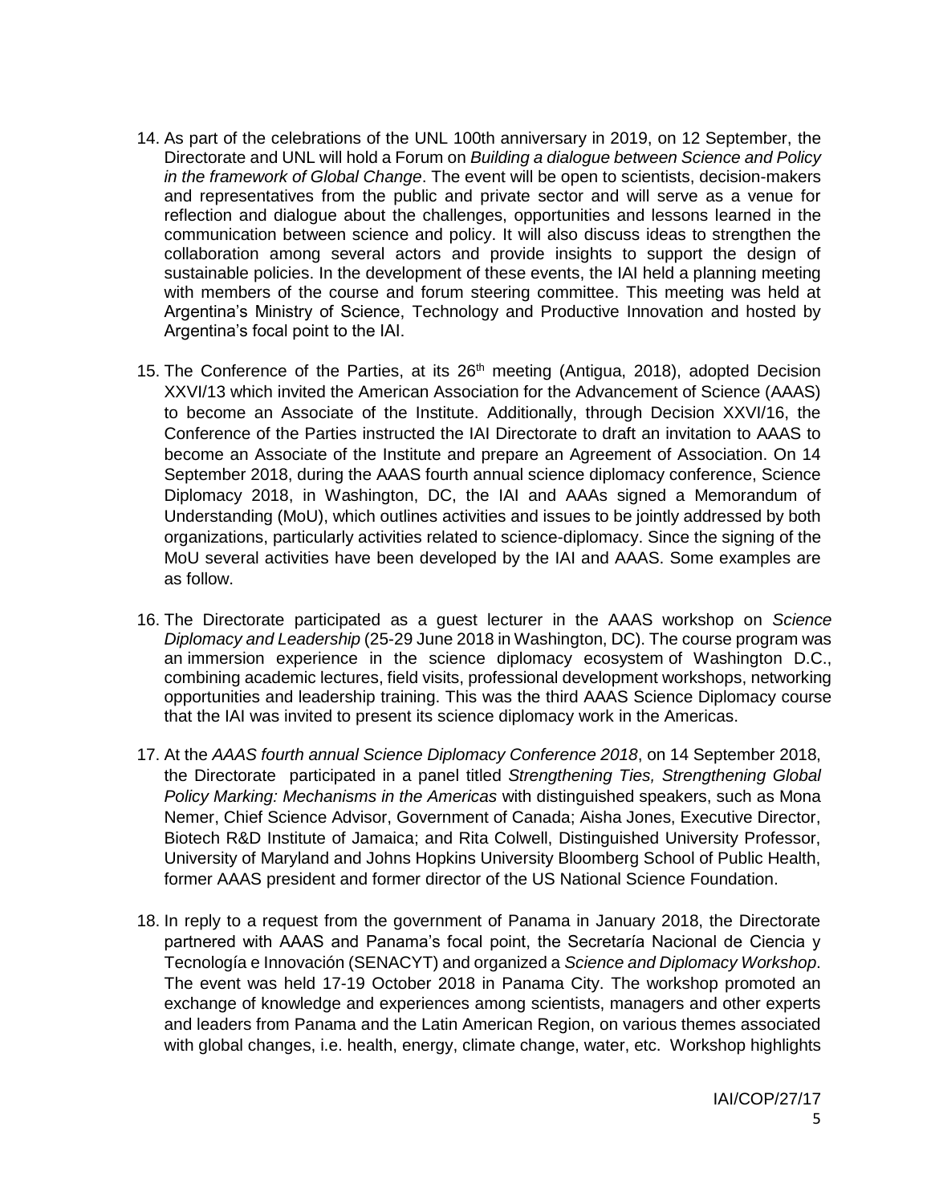14. As part of the celebrations of the UNL 100th anniversary in 2019, on 12 September, the Directorate and UNL will hold a Forum on *Building a dialogue between Science and Policy in the framework of Global Change*. The event will be open to scientists, decision-makers and representatives from the public and private sector and will serve as a venue for reflection and dialogue about the challenges, opportunities and lessons learned in the communication between science and policy. It will also discuss ideas to strengthen the collaboration among several actors and provide insights to support the design of sustainable policies. In the development of these events, the IAI held a planning meeting with members of the course and forum steering committee. This meeting was held at Argentina's Ministry of Science, Technology and Productive Innovation and hosted by Argentina's focal point to the IAI.

15. The Conference of the Parties, at its 26th meeting (Antigua, 2018), adopted Decision XXVI/13 which invited the American Association for the Advancement of Science (AAAS) to become an Associate of the Institute. Additionally, through Decision XXVI/16, the Conference of the Parties instructed the IAI Directorate to draft an invitation to AAAS to become an Associate of the Institute and prepare an Agreement of Association. On 14 September 2018, during the AAAS fourth annual science diplomacy conference, Science Diplomacy 2018, in Washington, DC, the IAI and AAAs signed a Memorandum of Understanding (MoU), which outlines activities and issues to be jointly addressed by both organizations, particularly activities related to science-diplomacy. Since the signing of the MoU several activities have been developed by the IAI and AAAS. Some examples are as follow.

16. The Directorate participated as a guest lecturer in the AAAS workshop on *Science Diplomacy and Leadership* (25-29 June 2018 in Washington, DC). The course program was an immersion experience in the science diplomacy ecosystem of Washington D.C., combining academic lectures, field visits, professional development workshops, networking opportunities and leadership training. This was the third AAAS Science Diplomacy course that the IAI was invited to present its science diplomacy work in the Americas.

17. At the *AAAS fourth annual Science Diplomacy Conference 2018*, on 14 September 2018, the Directorate participated in a panel titled *Strengthening Ties, Strengthening Global Policy Marking: Mechanisms in the Americas* with distinguished speakers, such as Mona Nemer, Chief Science Advisor, Government of Canada; Aisha Jones, Executive Director, Biotech R&D Institute of Jamaica; and Rita Colwell, Distinguished University Professor, University of Maryland and Johns Hopkins University Bloomberg School of Public Health, former AAAS president and former director of the US National Science Foundation.

18. In reply to a request from the government of Panama in January 2018, the Directorate partnered with AAAS and Panama's focal point, the Secretaría Nacional de Ciencia y Tecnología e Innovación (SENACYT) and organized a *Science and Diplomacy Workshop*. The event was held 17-19 October 2018 in Panama City. The workshop promoted an exchange of knowledge and experiences among scientists, managers and other experts and leaders from Panama and the Latin American Region, on various themes associated with global changes, i.e. health, energy, climate change, water, etc. Workshop highlights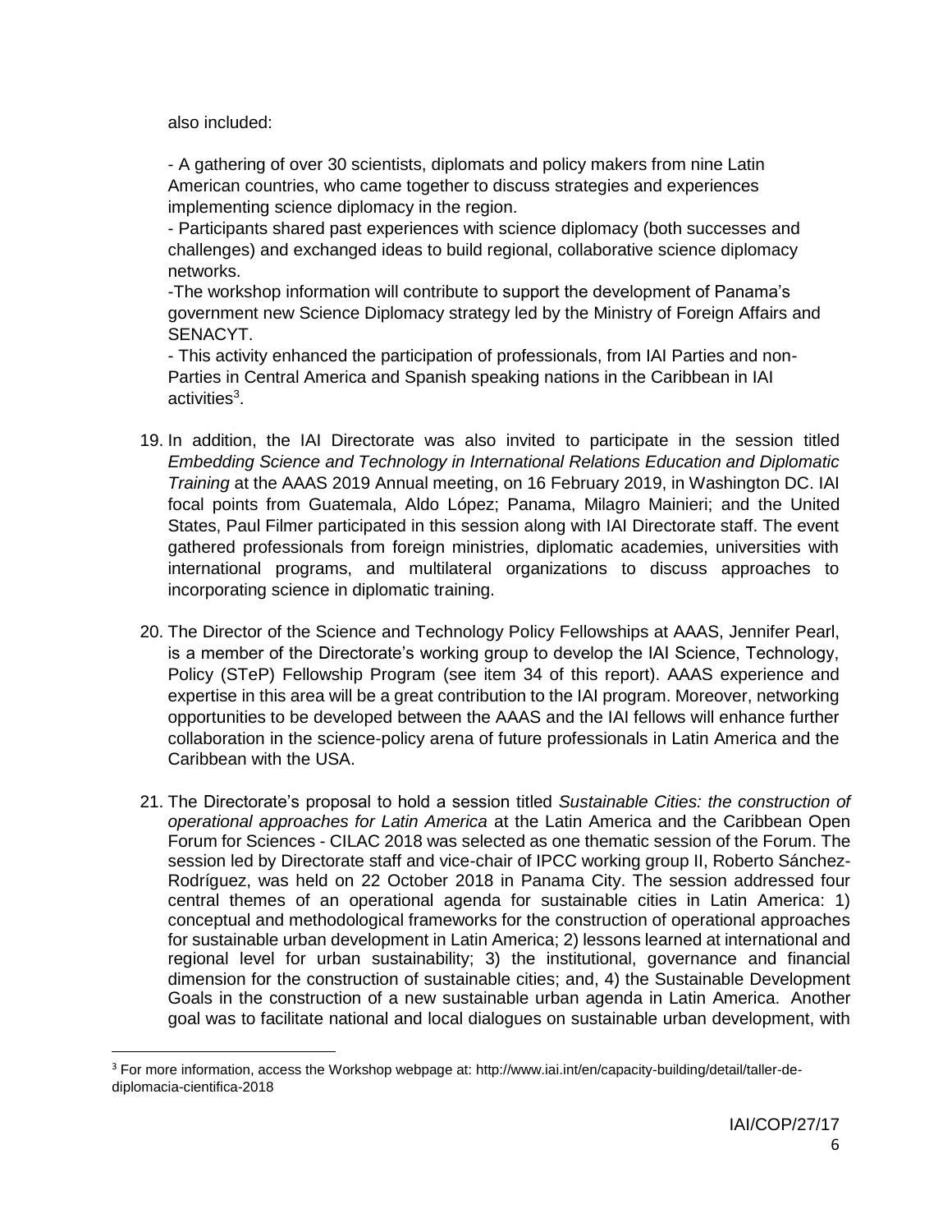also included:

- A gathering of over 30 scientists, diplomats and policy makers from nine Latin American countries, who came together to discuss strategies and experiences implementing science diplomacy in the region.
- Participants shared past experiences with science diplomacy (both successes and challenges) and exchanged ideas to build regional, collaborative science diplomacy networks.
-The workshop information will contribute to support the development of Panama's government new Science Diplomacy strategy led by the Ministry of Foreign Affairs and SENACYT.
- This activity enhanced the participation of professionals, from IAI Parties and non-Parties in Central America and Spanish speaking nations in the Caribbean in IAI activities[3].

19. In addition, the IAI Directorate was also invited to participate in the session titled *Embedding Science and Technology in International Relations Education and Diplomatic Training* at the AAAS 2019 Annual meeting, on 16 February 2019, in Washington DC. IAI focal points from Guatemala, Aldo López; Panama, Milagro Mainieri; and the United States, Paul Filmer participated in this session along with IAI Directorate staff. The event gathered professionals from foreign ministries, diplomatic academies, universities with international programs, and multilateral organizations to discuss approaches to incorporating science in diplomatic training.

20. The Director of the Science and Technology Policy Fellowships at AAAS, Jennifer Pearl, is a member of the Directorate's working group to develop the IAI Science, Technology, Policy (STeP) Fellowship Program (see item 34 of this report). AAAS experience and expertise in this area will be a great contribution to the IAI program. Moreover, networking opportunities to be developed between the AAAS and the IAI fellows will enhance further collaboration in the science-policy arena of future professionals in Latin America and the Caribbean with the USA.

21. The Directorate's proposal to hold a session titled *Sustainable Cities: the construction of operational approaches for Latin America* at the Latin America and the Caribbean Open Forum for Sciences - CILAC 2018 was selected as one thematic session of the Forum. The session led by Directorate staff and vice-chair of IPCC working group II, Roberto Sánchez-Rodríguez, was held on 22 October 2018 in Panama City. The session addressed four central themes of an operational agenda for sustainable cities in Latin America: 1) conceptual and methodological frameworks for the construction of operational approaches for sustainable urban development in Latin America; 2) lessons learned at international and regional level for urban sustainability; 3) the institutional, governance and financial dimension for the construction of sustainable cities; and, 4) the Sustainable Development Goals in the construction of a new sustainable urban agenda in Latin America. Another goal was to facilitate national and local dialogues on sustainable urban development, with

[3] For more information, access the Workshop webpage at: http://www.iai.int/en/capacity-building/detail/taller-de-diplomacia-cientifica-2018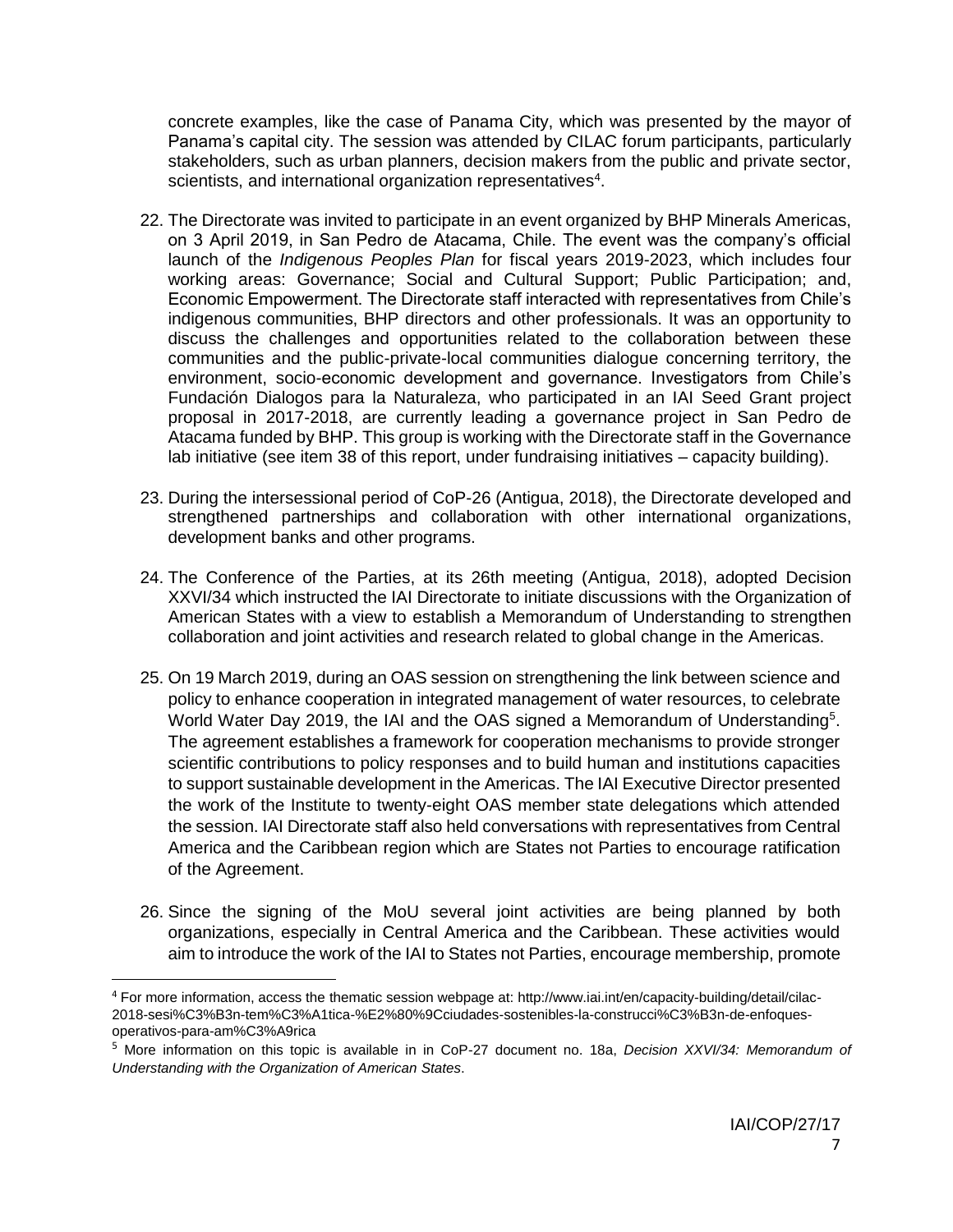concrete examples, like the case of Panama City, which was presented by the mayor of Panama's capital city. The session was attended by CILAC forum participants, particularly stakeholders, such as urban planners, decision makers from the public and private sector, scientists, and international organization representatives[4].

22. The Directorate was invited to participate in an event organized by BHP Minerals Americas, on 3 April 2019, in San Pedro de Atacama, Chile. The event was the company's official launch of the *Indigenous Peoples Plan* for fiscal years 2019-2023, which includes four working areas: Governance; Social and Cultural Support; Public Participation; and, Economic Empowerment. The Directorate staff interacted with representatives from Chile's indigenous communities, BHP directors and other professionals. It was an opportunity to discuss the challenges and opportunities related to the collaboration between these communities and the public-private-local communities dialogue concerning territory, the environment, socio-economic development and governance. Investigators from Chile's Fundación Dialogos para la Naturaleza, who participated in an IAI Seed Grant project proposal in 2017-2018, are currently leading a governance project in San Pedro de Atacama funded by BHP. This group is working with the Directorate staff in the Governance lab initiative (see item 38 of this report, under fundraising initiatives – capacity building).

23. During the intersessional period of CoP-26 (Antigua, 2018), the Directorate developed and strengthened partnerships and collaboration with other international organizations, development banks and other programs.

24. The Conference of the Parties, at its 26th meeting (Antigua, 2018), adopted Decision XXVI/34 which instructed the IAI Directorate to initiate discussions with the Organization of American States with a view to establish a Memorandum of Understanding to strengthen collaboration and joint activities and research related to global change in the Americas.

25. On 19 March 2019, during an OAS session on strengthening the link between science and policy to enhance cooperation in integrated management of water resources, to celebrate World Water Day 2019, the IAI and the OAS signed a Memorandum of Understanding[5]. The agreement establishes a framework for cooperation mechanisms to provide stronger scientific contributions to policy responses and to build human and institutions capacities to support sustainable development in the Americas. The IAI Executive Director presented the work of the Institute to twenty-eight OAS member state delegations which attended the session. IAI Directorate staff also held conversations with representatives from Central America and the Caribbean region which are States not Parties to encourage ratification of the Agreement.

26. Since the signing of the MoU several joint activities are being planned by both organizations, especially in Central America and the Caribbean. These activities would aim to introduce the work of the IAI to States not Parties, encourage membership, promote

---

[4] For more information, access the thematic session webpage at: http://www.iai.int/en/capacity-building/detail/cilac-2018-sesi%C3%B3n-tem%C3%A1tica-%E2%80%9Cciudades-sostenibles-la-construcci%C3%B3n-de-enfoques-operativos-para-am%C3%A9rica

[5] More information on this topic is available in in CoP-27 document no. 18a, *Decision XXVI/34: Memorandum of Understanding with the Organization of American States*.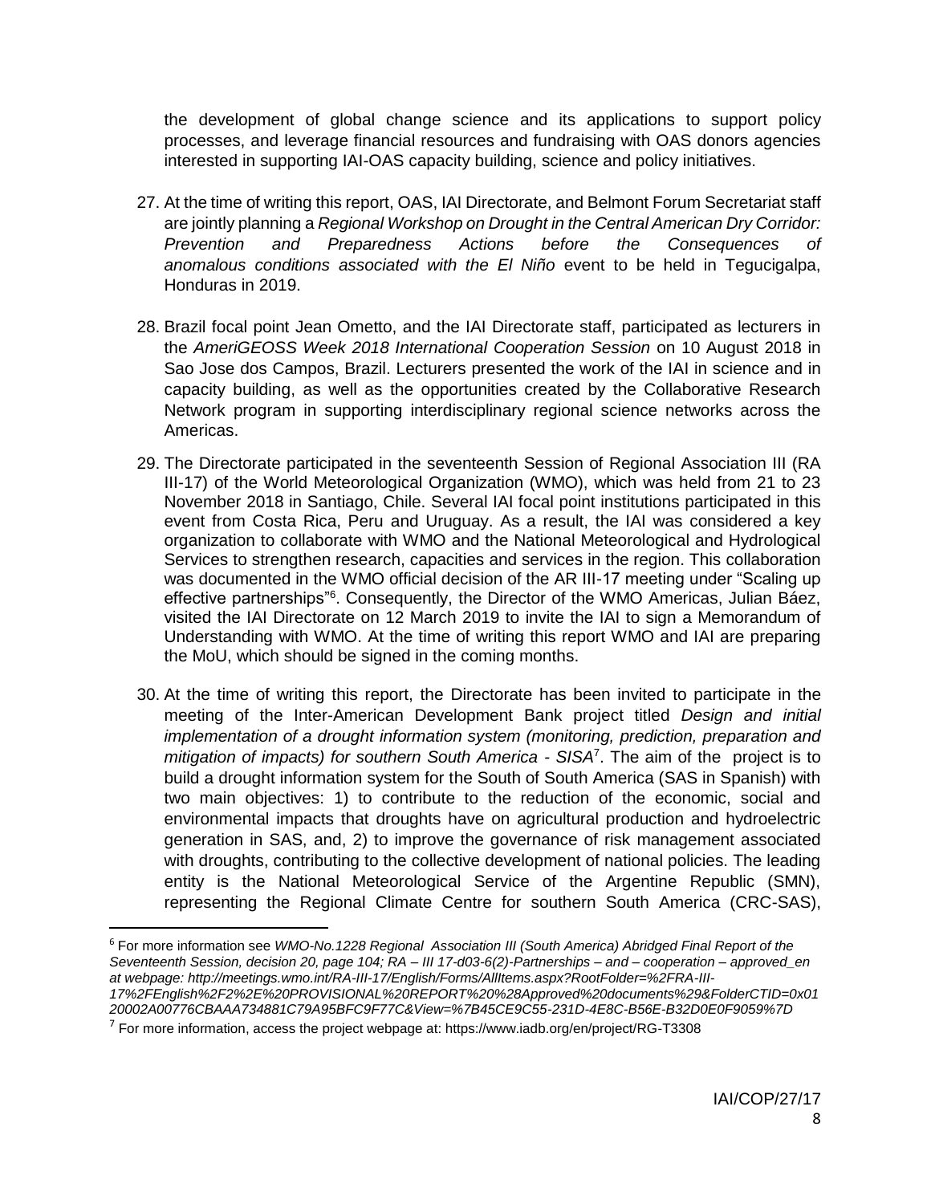the development of global change science and its applications to support policy processes, and leverage financial resources and fundraising with OAS donors agencies interested in supporting IAI-OAS capacity building, science and policy initiatives.

27. At the time of writing this report, OAS, IAI Directorate, and Belmont Forum Secretariat staff are jointly planning a *Regional Workshop on Drought in the Central American Dry Corridor: Prevention and Preparedness Actions before the Consequences of anomalous conditions associated with the El Niño* event to be held in Tegucigalpa, Honduras in 2019.

28. Brazil focal point Jean Ometto, and the IAI Directorate staff, participated as lecturers in the *AmeriGEOSS Week 2018 International Cooperation Session* on 10 August 2018 in Sao Jose dos Campos, Brazil. Lecturers presented the work of the IAI in science and in capacity building, as well as the opportunities created by the Collaborative Research Network program in supporting interdisciplinary regional science networks across the Americas.

29. The Directorate participated in the seventeenth Session of Regional Association III (RA III-17) of the World Meteorological Organization (WMO), which was held from 21 to 23 November 2018 in Santiago, Chile. Several IAI focal point institutions participated in this event from Costa Rica, Peru and Uruguay. As a result, the IAI was considered a key organization to collaborate with WMO and the National Meteorological and Hydrological Services to strengthen research, capacities and services in the region. This collaboration was documented in the WMO official decision of the AR III-17 meeting under "Scaling up effective partnerships"[6]. Consequently, the Director of the WMO Americas, Julian Báez, visited the IAI Directorate on 12 March 2019 to invite the IAI to sign a Memorandum of Understanding with WMO. At the time of writing this report WMO and IAI are preparing the MoU, which should be signed in the coming months.

30. At the time of writing this report, the Directorate has been invited to participate in the meeting of the Inter-American Development Bank project titled *Design and initial implementation of a drought information system (monitoring, prediction, preparation and mitigation of impacts) for southern South America - SISA*[7]. The aim of the project is to build a drought information system for the South of South America (SAS in Spanish) with two main objectives: 1) to contribute to the reduction of the economic, social and environmental impacts that droughts have on agricultural production and hydroelectric generation in SAS, and, 2) to improve the governance of risk management associated with droughts, contributing to the collective development of national policies. The leading entity is the National Meteorological Service of the Argentine Republic (SMN), representing the Regional Climate Centre for southern South America (CRC-SAS),

---

[6] For more information see *WMO-No.1228 Regional Association III (South America) Abridged Final Report of the Seventeenth Session, decision 20, page 104; RA – III 17-d03-6(2)-Partnerships – and – cooperation – approved_en at webpage: http://meetings.wmo.int/RA-III-17/English/Forms/AllItems.aspx?RootFolder=%2FRA-III-17%2FEnglish%2F2%2E%20PROVISIONAL%20REPORT%20%28Approved%20documents%29&FolderCTID=0x0120002A00776CBAAA734881C79A95BFC9F77C&View=%7B45CE9C55-231D-4E8C-B56E-B32D0E0F9059%7D*

[7] For more information, access the project webpage at: https://www.iadb.org/en/project/RG-T3308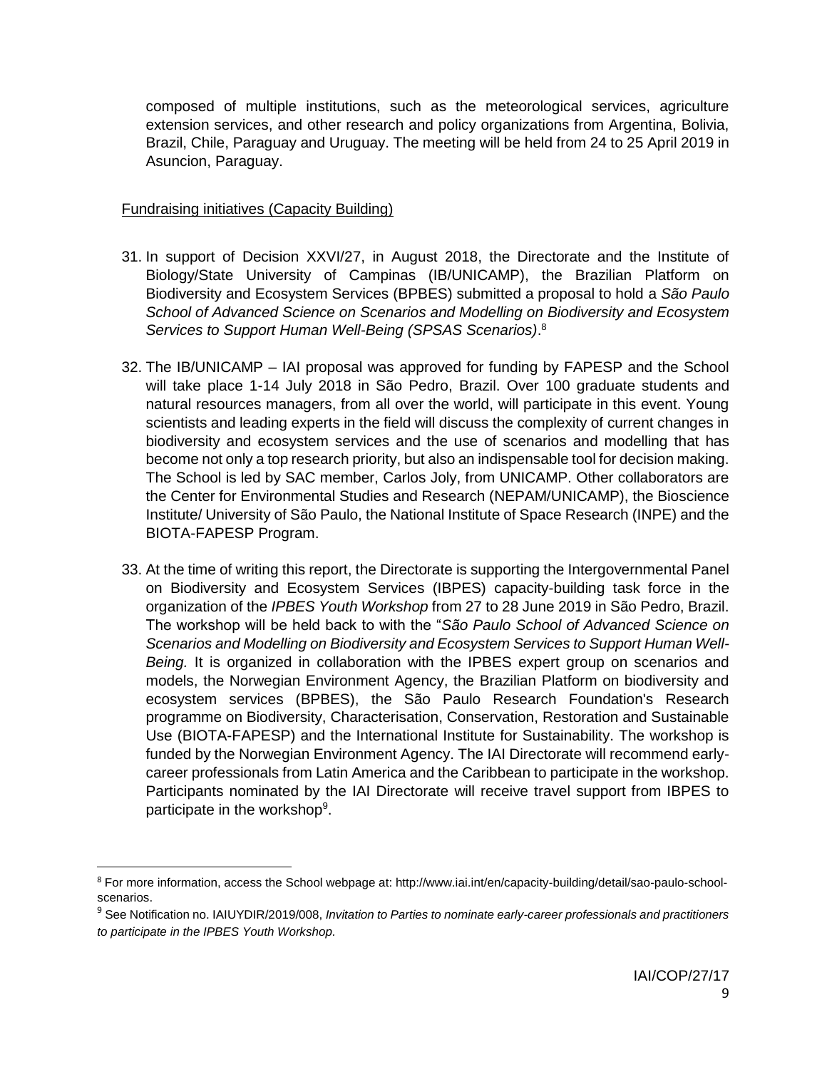composed of multiple institutions, such as the meteorological services, agriculture extension services, and other research and policy organizations from Argentina, Bolivia, Brazil, Chile, Paraguay and Uruguay. The meeting will be held from 24 to 25 April 2019 in Asuncion, Paraguay.

Fundraising initiatives (Capacity Building)

31. In support of Decision XXVI/27, in August 2018, the Directorate and the Institute of Biology/State University of Campinas (IB/UNICAMP), the Brazilian Platform on Biodiversity and Ecosystem Services (BPBES) submitted a proposal to hold a *São Paulo School of Advanced Science on Scenarios and Modelling on Biodiversity and Ecosystem Services to Support Human Well-Being (SPSAS Scenarios)*.[8]

32. The IB/UNICAMP – IAI proposal was approved for funding by FAPESP and the School will take place 1-14 July 2018 in São Pedro, Brazil. Over 100 graduate students and natural resources managers, from all over the world, will participate in this event. Young scientists and leading experts in the field will discuss the complexity of current changes in biodiversity and ecosystem services and the use of scenarios and modelling that has become not only a top research priority, but also an indispensable tool for decision making. The School is led by SAC member, Carlos Joly, from UNICAMP. Other collaborators are the Center for Environmental Studies and Research (NEPAM/UNICAMP), the Bioscience Institute/ University of São Paulo, the National Institute of Space Research (INPE) and the BIOTA-FAPESP Program.

33. At the time of writing this report, the Directorate is supporting the Intergovernmental Panel on Biodiversity and Ecosystem Services (IBPES) capacity-building task force in the organization of the *IPBES Youth Workshop* from 27 to 28 June 2019 in São Pedro, Brazil. The workshop will be held back to with the "*São Paulo School of Advanced Science on Scenarios and Modelling on Biodiversity and Ecosystem Services to Support Human Well-Being.* It is organized in collaboration with the IPBES expert group on scenarios and models, the Norwegian Environment Agency, the Brazilian Platform on biodiversity and ecosystem services (BPBES), the São Paulo Research Foundation's Research programme on Biodiversity, Characterisation, Conservation, Restoration and Sustainable Use (BIOTA-FAPESP) and the International Institute for Sustainability. The workshop is funded by the Norwegian Environment Agency. The IAI Directorate will recommend early-career professionals from Latin America and the Caribbean to participate in the workshop. Participants nominated by the IAI Directorate will receive travel support from IBPES to participate in the workshop[9].

[8] For more information, access the School webpage at: http://www.iai.int/en/capacity-building/detail/sao-paulo-school-scenarios.

[9] See Notification no. IAIUYDIR/2019/008, *Invitation to Parties to nominate early-career professionals and practitioners to participate in the IPBES Youth Workshop.*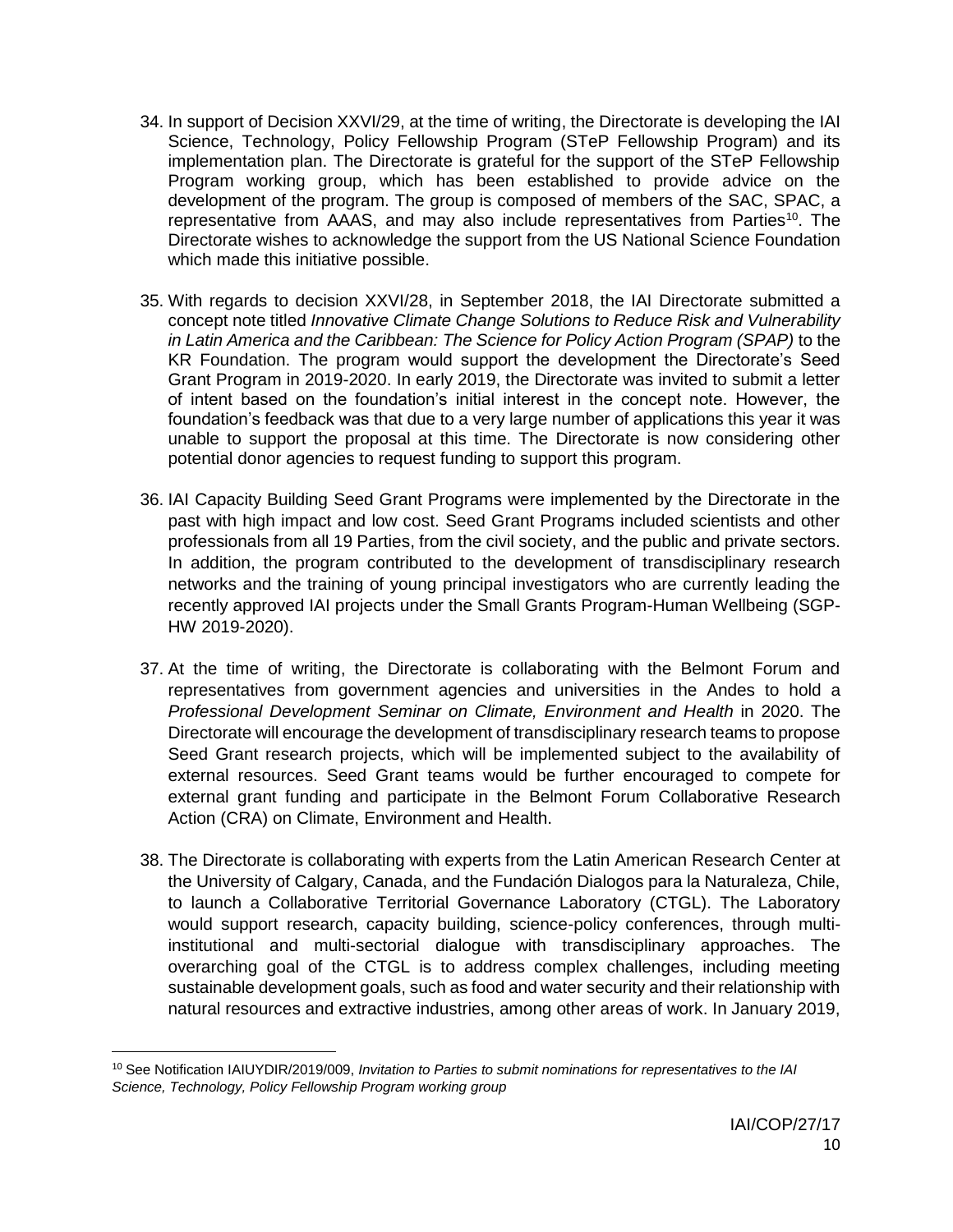34. In support of Decision XXVI/29, at the time of writing, the Directorate is developing the IAI Science, Technology, Policy Fellowship Program (STeP Fellowship Program) and its implementation plan. The Directorate is grateful for the support of the STeP Fellowship Program working group, which has been established to provide advice on the development of the program. The group is composed of members of the SAC, SPAC, a representative from AAAS, and may also include representatives from Parties[10]. The Directorate wishes to acknowledge the support from the US National Science Foundation which made this initiative possible.

35. With regards to decision XXVI/28, in September 2018, the IAI Directorate submitted a concept note titled *Innovative Climate Change Solutions to Reduce Risk and Vulnerability in Latin America and the Caribbean: The Science for Policy Action Program (SPAP)* to the KR Foundation. The program would support the development the Directorate's Seed Grant Program in 2019-2020. In early 2019, the Directorate was invited to submit a letter of intent based on the foundation's initial interest in the concept note. However, the foundation's feedback was that due to a very large number of applications this year it was unable to support the proposal at this time. The Directorate is now considering other potential donor agencies to request funding to support this program.

36. IAI Capacity Building Seed Grant Programs were implemented by the Directorate in the past with high impact and low cost. Seed Grant Programs included scientists and other professionals from all 19 Parties, from the civil society, and the public and private sectors. In addition, the program contributed to the development of transdisciplinary research networks and the training of young principal investigators who are currently leading the recently approved IAI projects under the Small Grants Program-Human Wellbeing (SGP-HW 2019-2020).

37. At the time of writing, the Directorate is collaborating with the Belmont Forum and representatives from government agencies and universities in the Andes to hold a *Professional Development Seminar on Climate, Environment and Health* in 2020. The Directorate will encourage the development of transdisciplinary research teams to propose Seed Grant research projects, which will be implemented subject to the availability of external resources. Seed Grant teams would be further encouraged to compete for external grant funding and participate in the Belmont Forum Collaborative Research Action (CRA) on Climate, Environment and Health.

38. The Directorate is collaborating with experts from the Latin American Research Center at the University of Calgary, Canada, and the Fundación Dialogos para la Naturaleza, Chile, to launch a Collaborative Territorial Governance Laboratory (CTGL). The Laboratory would support research, capacity building, science-policy conferences, through multi-institutional and multi-sectorial dialogue with transdisciplinary approaches. The overarching goal of the CTGL is to address complex challenges, including meeting sustainable development goals, such as food and water security and their relationship with natural resources and extractive industries, among other areas of work. In January 2019,

[10] See Notification IAIUYDIR/2019/009, *Invitation to Parties to submit nominations for representatives to the IAI Science, Technology, Policy Fellowship Program working group*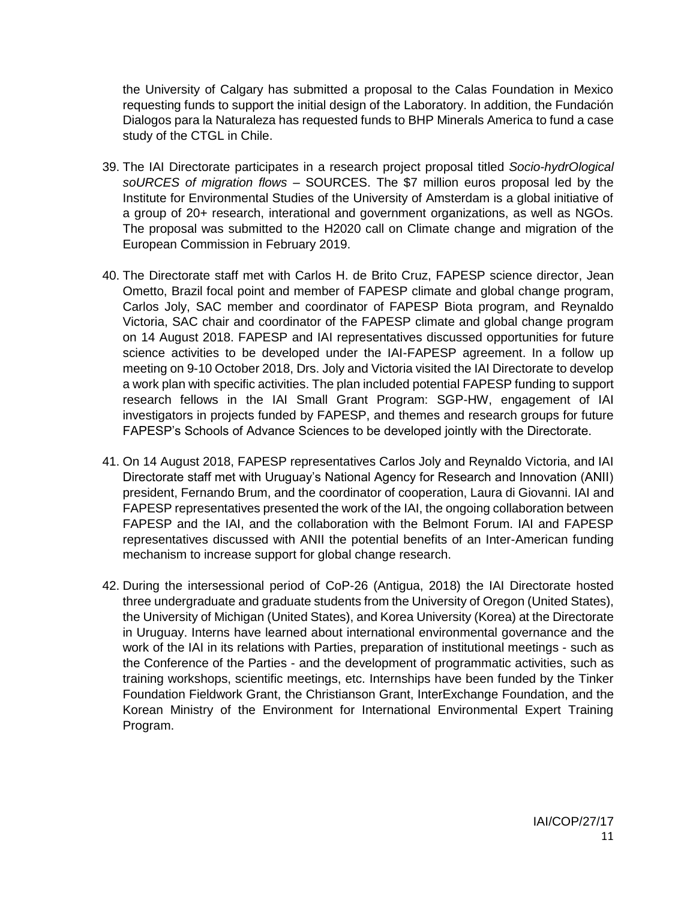the University of Calgary has submitted a proposal to the Calas Foundation in Mexico requesting funds to support the initial design of the Laboratory. In addition, the Fundación Dialogos para la Naturaleza has requested funds to BHP Minerals America to fund a case study of the CTGL in Chile.

39. The IAI Directorate participates in a research project proposal titled *Socio-hydrOlogical soURCES of migration flows* – SOURCES. The $7 million euros proposal led by the Institute for Environmental Studies of the University of Amsterdam is a global initiative of a group of 20+ research, interational and government organizations, as well as NGOs. The proposal was submitted to the H2020 call on Climate change and migration of the European Commission in February 2019.

40. The Directorate staff met with Carlos H. de Brito Cruz, FAPESP science director, Jean Ometto, Brazil focal point and member of FAPESP climate and global change program, Carlos Joly, SAC member and coordinator of FAPESP Biota program, and Reynaldo Victoria, SAC chair and coordinator of the FAPESP climate and global change program on 14 August 2018. FAPESP and IAI representatives discussed opportunities for future science activities to be developed under the IAI-FAPESP agreement. In a follow up meeting on 9-10 October 2018, Drs. Joly and Victoria visited the IAI Directorate to develop a work plan with specific activities. The plan included potential FAPESP funding to support research fellows in the IAI Small Grant Program: SGP-HW, engagement of IAI investigators in projects funded by FAPESP, and themes and research groups for future FAPESP's Schools of Advance Sciences to be developed jointly with the Directorate.

41. On 14 August 2018, FAPESP representatives Carlos Joly and Reynaldo Victoria, and IAI Directorate staff met with Uruguay's National Agency for Research and Innovation (ANII) president, Fernando Brum, and the coordinator of cooperation, Laura di Giovanni. IAI and FAPESP representatives presented the work of the IAI, the ongoing collaboration between FAPESP and the IAI, and the collaboration with the Belmont Forum. IAI and FAPESP representatives discussed with ANII the potential benefits of an Inter-American funding mechanism to increase support for global change research.

42. During the intersessional period of CoP-26 (Antigua, 2018) the IAI Directorate hosted three undergraduate and graduate students from the University of Oregon (United States), the University of Michigan (United States), and Korea University (Korea) at the Directorate in Uruguay. Interns have learned about international environmental governance and the work of the IAI in its relations with Parties, preparation of institutional meetings - such as the Conference of the Parties - and the development of programmatic activities, such as training workshops, scientific meetings, etc. Internships have been funded by the Tinker Foundation Fieldwork Grant, the Christianson Grant, InterExchange Foundation, and the Korean Ministry of the Environment for International Environmental Expert Training Program.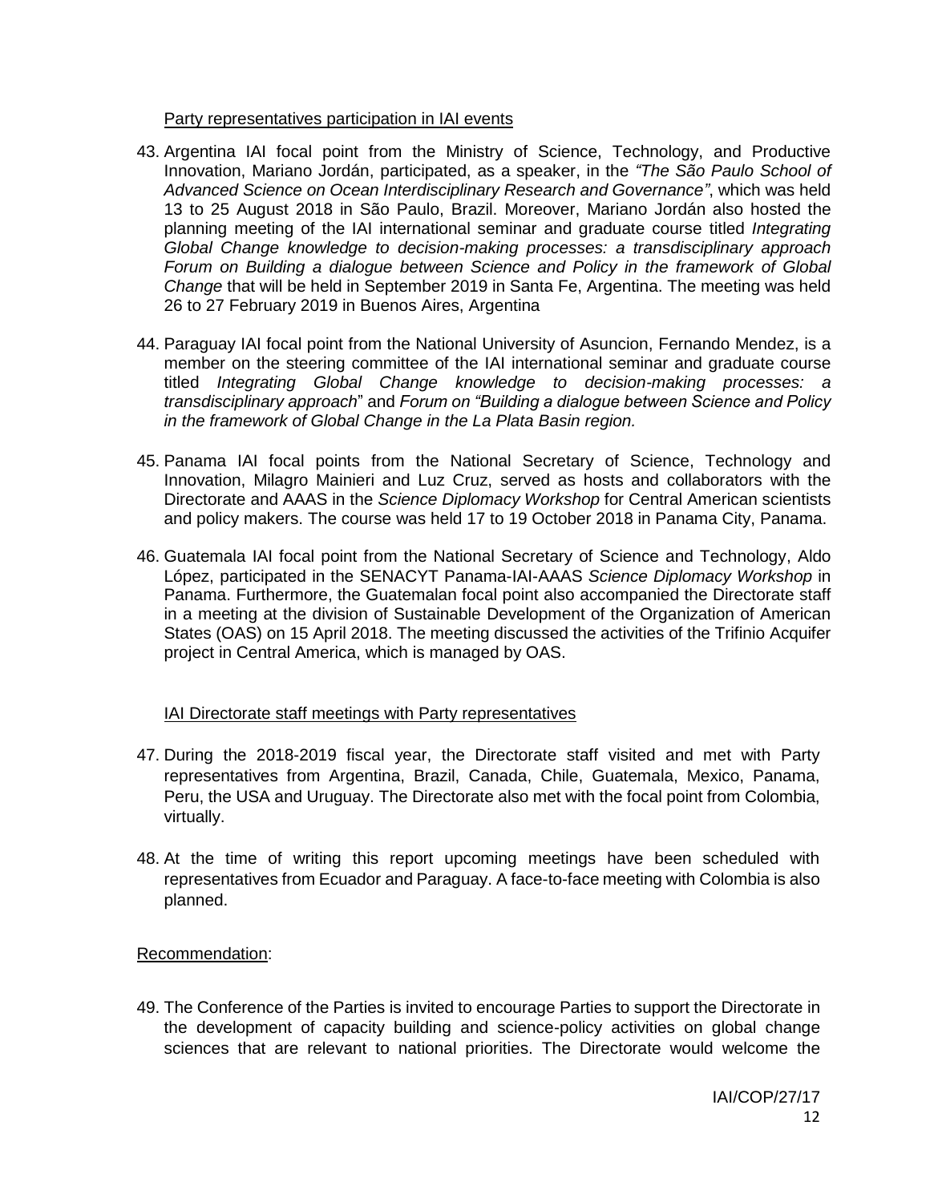Party representatives participation in IAI events

43. Argentina IAI focal point from the Ministry of Science, Technology, and Productive Innovation, Mariano Jordán, participated, as a speaker, in the *"The São Paulo School of Advanced Science on Ocean Interdisciplinary Research and Governance"*, which was held 13 to 25 August 2018 in São Paulo, Brazil. Moreover, Mariano Jordán also hosted the planning meeting of the IAI international seminar and graduate course titled *Integrating Global Change knowledge to decision-making processes: a transdisciplinary approach Forum on Building a dialogue between Science and Policy in the framework of Global Change* that will be held in September 2019 in Santa Fe, Argentina. The meeting was held 26 to 27 February 2019 in Buenos Aires, Argentina

44. Paraguay IAI focal point from the National University of Asuncion, Fernando Mendez, is a member on the steering committee of the IAI international seminar and graduate course titled *Integrating Global Change knowledge to decision-making processes: a transdisciplinary approach*" and *Forum on "Building a dialogue between Science and Policy in the framework of Global Change in the La Plata Basin region.*

45. Panama IAI focal points from the National Secretary of Science, Technology and Innovation, Milagro Mainieri and Luz Cruz, served as hosts and collaborators with the Directorate and AAAS in the *Science Diplomacy Workshop* for Central American scientists and policy makers. The course was held 17 to 19 October 2018 in Panama City, Panama.

46. Guatemala IAI focal point from the National Secretary of Science and Technology, Aldo López, participated in the SENACYT Panama-IAI-AAAS *Science Diplomacy Workshop* in Panama. Furthermore, the Guatemalan focal point also accompanied the Directorate staff in a meeting at the division of Sustainable Development of the Organization of American States (OAS) on 15 April 2018. The meeting discussed the activities of the Trifinio Acquifer project in Central America, which is managed by OAS.

IAI Directorate staff meetings with Party representatives

47. During the 2018-2019 fiscal year, the Directorate staff visited and met with Party representatives from Argentina, Brazil, Canada, Chile, Guatemala, Mexico, Panama, Peru, the USA and Uruguay. The Directorate also met with the focal point from Colombia, virtually.

48. At the time of writing this report upcoming meetings have been scheduled with representatives from Ecuador and Paraguay. A face-to-face meeting with Colombia is also planned.

Recommendation:

49. The Conference of the Parties is invited to encourage Parties to support the Directorate in the development of capacity building and science-policy activities on global change sciences that are relevant to national priorities. The Directorate would welcome the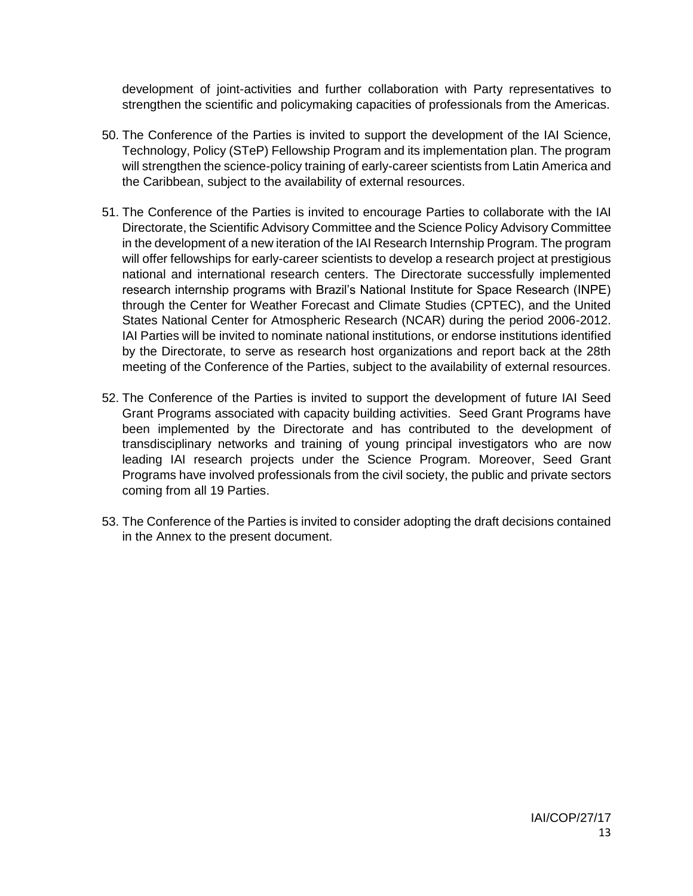development of joint-activities and further collaboration with Party representatives to strengthen the scientific and policymaking capacities of professionals from the Americas.

50. The Conference of the Parties is invited to support the development of the IAI Science, Technology, Policy (STeP) Fellowship Program and its implementation plan. The program will strengthen the science-policy training of early-career scientists from Latin America and the Caribbean, subject to the availability of external resources.

51. The Conference of the Parties is invited to encourage Parties to collaborate with the IAI Directorate, the Scientific Advisory Committee and the Science Policy Advisory Committee in the development of a new iteration of the IAI Research Internship Program. The program will offer fellowships for early-career scientists to develop a research project at prestigious national and international research centers. The Directorate successfully implemented research internship programs with Brazil's National Institute for Space Research (INPE) through the Center for Weather Forecast and Climate Studies (CPTEC), and the United States National Center for Atmospheric Research (NCAR) during the period 2006-2012. IAI Parties will be invited to nominate national institutions, or endorse institutions identified by the Directorate, to serve as research host organizations and report back at the 28th meeting of the Conference of the Parties, subject to the availability of external resources.

52. The Conference of the Parties is invited to support the development of future IAI Seed Grant Programs associated with capacity building activities. Seed Grant Programs have been implemented by the Directorate and has contributed to the development of transdisciplinary networks and training of young principal investigators who are now leading IAI research projects under the Science Program. Moreover, Seed Grant Programs have involved professionals from the civil society, the public and private sectors coming from all 19 Parties.

53. The Conference of the Parties is invited to consider adopting the draft decisions contained in the Annex to the present document.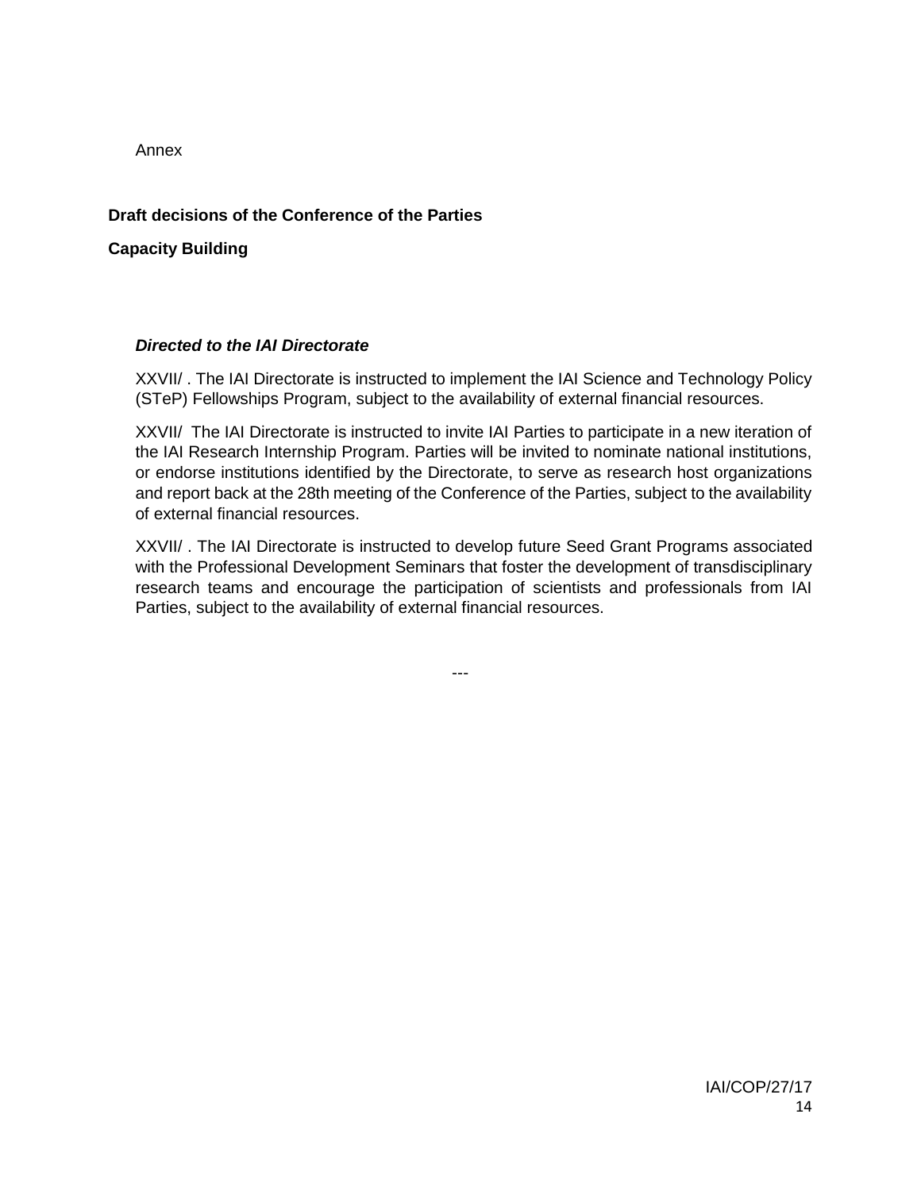Annex

## Draft decisions of the Conference of the Parties

### Capacity Building

***Directed to the IAI Directorate***

XXVII/ . The IAI Directorate is instructed to implement the IAI Science and Technology Policy (STeP) Fellowships Program, subject to the availability of external financial resources.

XXVII/ The IAI Directorate is instructed to invite IAI Parties to participate in a new iteration of the IAI Research Internship Program. Parties will be invited to nominate national institutions, or endorse institutions identified by the Directorate, to serve as research host organizations and report back at the 28th meeting of the Conference of the Parties, subject to the availability of external financial resources.

XXVII/ . The IAI Directorate is instructed to develop future Seed Grant Programs associated with the Professional Development Seminars that foster the development of transdisciplinary research teams and encourage the participation of scientists and professionals from IAI Parties, subject to the availability of external financial resources.

---